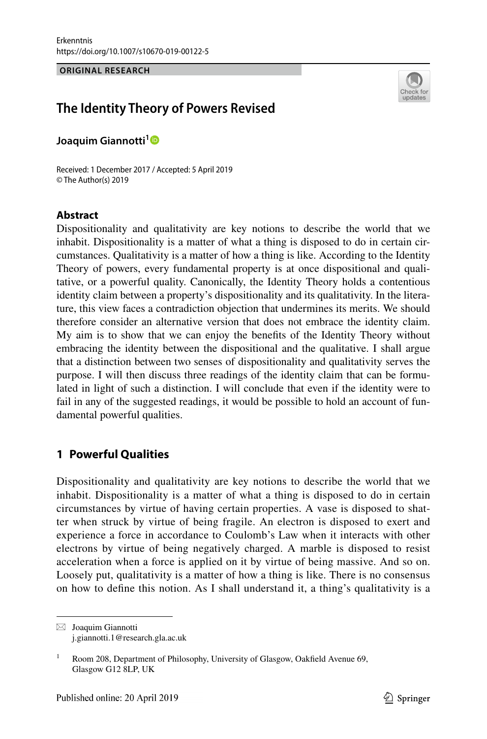ORIGINAL RESEARCH

# The Identity Theory of Powers Revised

**Joaquim Giannotti**[1]

Received: 1 December 2017 / Accepted: 5 April 2019
© The Author(s) 2019

## Abstract

Dispositionality and qualitativity are key notions to describe the world that we inhabit. Dispositionality is a matter of what a thing is disposed to do in certain circumstances. Qualitativity is a matter of how a thing is like. According to the Identity Theory of powers, every fundamental property is at once dispositional and qualitative, or a powerful quality. Canonically, the Identity Theory holds a contentious identity claim between a property's dispositionality and its qualitativity. In the literature, this view faces a contradiction objection that undermines its merits. We should therefore consider an alternative version that does not embrace the identity claim. My aim is to show that we can enjoy the benefits of the Identity Theory without embracing the identity between the dispositional and the qualitative. I shall argue that a distinction between two senses of dispositionality and qualitativity serves the purpose. I will then discuss three readings of the identity claim that can be formulated in light of such a distinction. I will conclude that even if the identity were to fail in any of the suggested readings, it would be possible to hold an account of fundamental powerful qualities.

## 1 Powerful Qualities

Dispositionality and qualitativity are key notions to describe the world that we inhabit. Dispositionality is a matter of what a thing is disposed to do in certain circumstances by virtue of having certain properties. A vase is disposed to shatter when struck by virtue of being fragile. An electron is disposed to exert and experience a force in accordance to Coulomb's Law when it interacts with other electrons by virtue of being negatively charged. A marble is disposed to resist acceleration when a force is applied on it by virtue of being massive. And so on. Loosely put, qualitativity is a matter of how a thing is like. There is no consensus on how to define this notion. As I shall understand it, a thing's qualitativity is a

---

✉ Joaquim Giannotti
j.giannotti.1@research.gla.ac.uk

[1] Room 208, Department of Philosophy, University of Glasgow, Oakfield Avenue 69, Glasgow G12 8LP, UK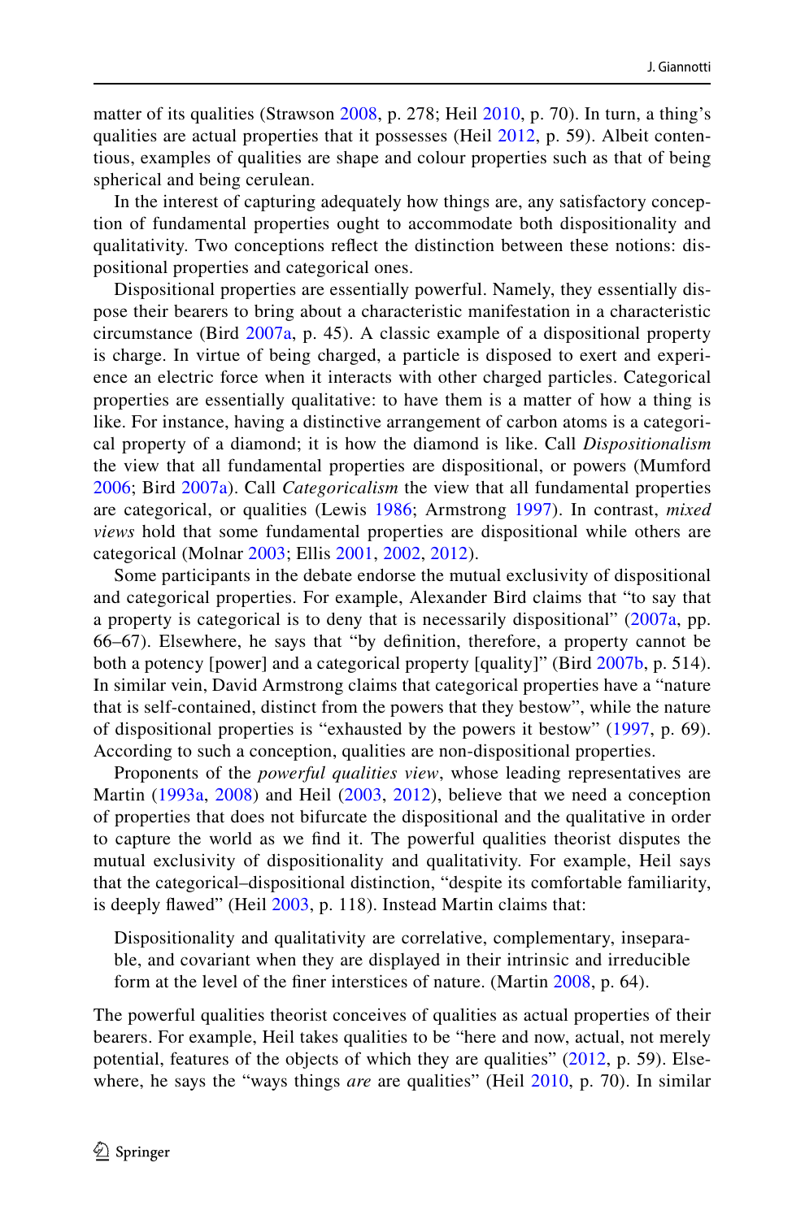matter of its qualities (Strawson 2008, p. 278; Heil 2010, p. 70). In turn, a thing's qualities are actual properties that it possesses (Heil 2012, p. 59). Albeit contentious, examples of qualities are shape and colour properties such as that of being spherical and being cerulean.

In the interest of capturing adequately how things are, any satisfactory conception of fundamental properties ought to accommodate both dispositionality and qualitativity. Two conceptions reflect the distinction between these notions: dispositional properties and categorical ones.

Dispositional properties are essentially powerful. Namely, they essentially dispose their bearers to bring about a characteristic manifestation in a characteristic circumstance (Bird 2007a, p. 45). A classic example of a dispositional property is charge. In virtue of being charged, a particle is disposed to exert and experience an electric force when it interacts with other charged particles. Categorical properties are essentially qualitative: to have them is a matter of how a thing is like. For instance, having a distinctive arrangement of carbon atoms is a categorical property of a diamond; it is how the diamond is like. Call *Dispositionalism* the view that all fundamental properties are dispositional, or powers (Mumford 2006; Bird 2007a). Call *Categoricalism* the view that all fundamental properties are categorical, or qualities (Lewis 1986; Armstrong 1997). In contrast, *mixed views* hold that some fundamental properties are dispositional while others are categorical (Molnar 2003; Ellis 2001, 2002, 2012).

Some participants in the debate endorse the mutual exclusivity of dispositional and categorical properties. For example, Alexander Bird claims that "to say that a property is categorical is to deny that is necessarily dispositional" (2007a, pp. 66–67). Elsewhere, he says that "by definition, therefore, a property cannot be both a potency [power] and a categorical property [quality]" (Bird 2007b, p. 514). In similar vein, David Armstrong claims that categorical properties have a "nature that is self-contained, distinct from the powers that they bestow", while the nature of dispositional properties is "exhausted by the powers it bestow" (1997, p. 69). According to such a conception, qualities are non-dispositional properties.

Proponents of the *powerful qualities view*, whose leading representatives are Martin (1993a, 2008) and Heil (2003, 2012), believe that we need a conception of properties that does not bifurcate the dispositional and the qualitative in order to capture the world as we find it. The powerful qualities theorist disputes the mutual exclusivity of dispositionality and qualitativity. For example, Heil says that the categorical–dispositional distinction, "despite its comfortable familiarity, is deeply flawed" (Heil 2003, p. 118). Instead Martin claims that:

> Dispositionality and qualitativity are correlative, complementary, inseparable, and covariant when they are displayed in their intrinsic and irreducible form at the level of the finer interstices of nature. (Martin 2008, p. 64).

The powerful qualities theorist conceives of qualities as actual properties of their bearers. For example, Heil takes qualities to be "here and now, actual, not merely potential, features of the objects of which they are qualities" (2012, p. 59). Elsewhere, he says the "ways things *are* are qualities" (Heil 2010, p. 70). In similar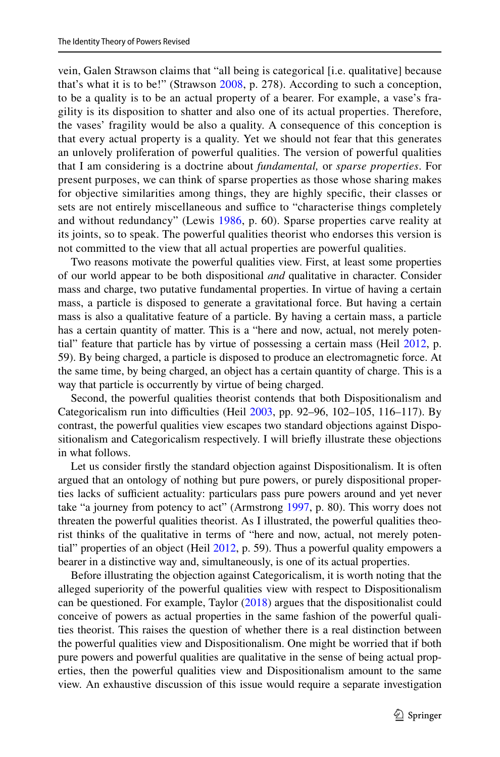vein, Galen Strawson claims that "all being is categorical [i.e. qualitative] because that's what it is to be!" (Strawson 2008, p. 278). According to such a conception, to be a quality is to be an actual property of a bearer. For example, a vase's fragility is its disposition to shatter and also one of its actual properties. Therefore, the vases' fragility would be also a quality. A consequence of this conception is that every actual property is a quality. Yet we should not fear that this generates an unlovely proliferation of powerful qualities. The version of powerful qualities that I am considering is a doctrine about *fundamental,* or *sparse properties*. For present purposes, we can think of sparse properties as those whose sharing makes for objective similarities among things, they are highly specific, their classes or sets are not entirely miscellaneous and suffice to "characterise things completely and without redundancy" (Lewis 1986, p. 60). Sparse properties carve reality at its joints, so to speak. The powerful qualities theorist who endorses this version is not committed to the view that all actual properties are powerful qualities.

Two reasons motivate the powerful qualities view. First, at least some properties of our world appear to be both dispositional *and* qualitative in character. Consider mass and charge, two putative fundamental properties. In virtue of having a certain mass, a particle is disposed to generate a gravitational force. But having a certain mass is also a qualitative feature of a particle. By having a certain mass, a particle has a certain quantity of matter. This is a "here and now, actual, not merely potential" feature that particle has by virtue of possessing a certain mass (Heil 2012, p. 59). By being charged, a particle is disposed to produce an electromagnetic force. At the same time, by being charged, an object has a certain quantity of charge. This is a way that particle is occurrently by virtue of being charged.

Second, the powerful qualities theorist contends that both Dispositionalism and Categoricalism run into difficulties (Heil 2003, pp. 92–96, 102–105, 116–117). By contrast, the powerful qualities view escapes two standard objections against Dispositionalism and Categoricalism respectively. I will briefly illustrate these objections in what follows.

Let us consider firstly the standard objection against Dispositionalism. It is often argued that an ontology of nothing but pure powers, or purely dispositional properties lacks of sufficient actuality: particulars pass pure powers around and yet never take "a journey from potency to act" (Armstrong 1997, p. 80). This worry does not threaten the powerful qualities theorist. As I illustrated, the powerful qualities theorist thinks of the qualitative in terms of "here and now, actual, not merely potential" properties of an object (Heil 2012, p. 59). Thus a powerful quality empowers a bearer in a distinctive way and, simultaneously, is one of its actual properties.

Before illustrating the objection against Categoricalism, it is worth noting that the alleged superiority of the powerful qualities view with respect to Dispositionalism can be questioned. For example, Taylor (2018) argues that the dispositionalist could conceive of powers as actual properties in the same fashion of the powerful qualities theorist. This raises the question of whether there is a real distinction between the powerful qualities view and Dispositionalism. One might be worried that if both pure powers and powerful qualities are qualitative in the sense of being actual properties, then the powerful qualities view and Dispositionalism amount to the same view. An exhaustive discussion of this issue would require a separate investigation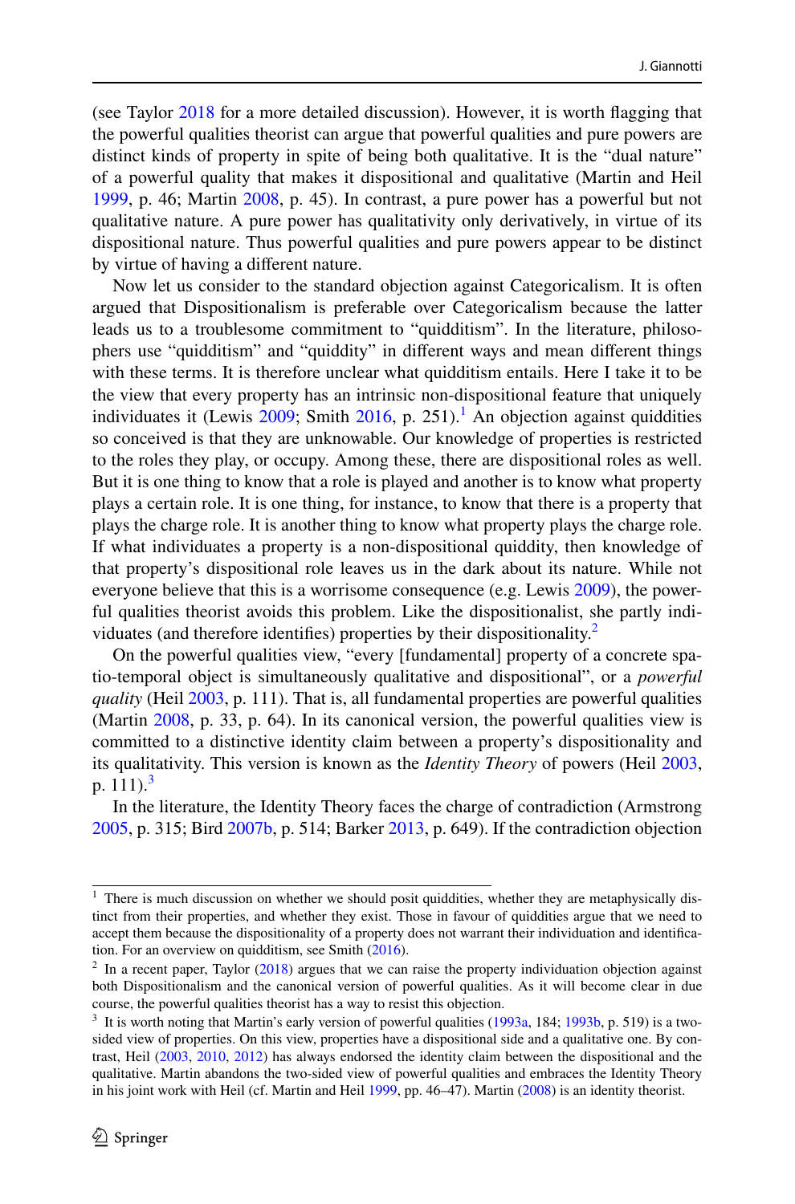(see Taylor 2018 for a more detailed discussion). However, it is worth flagging that the powerful qualities theorist can argue that powerful qualities and pure powers are distinct kinds of property in spite of being both qualitative. It is the "dual nature" of a powerful quality that makes it dispositional and qualitative (Martin and Heil 1999, p. 46; Martin 2008, p. 45). In contrast, a pure power has a powerful but not qualitative nature. A pure power has qualitativity only derivatively, in virtue of its dispositional nature. Thus powerful qualities and pure powers appear to be distinct by virtue of having a different nature.

Now let us consider to the standard objection against Categoricalism. It is often argued that Dispositionalism is preferable over Categoricalism because the latter leads us to a troublesome commitment to "quidditism". In the literature, philosophers use "quidditism" and "quiddity" in different ways and mean different things with these terms. It is therefore unclear what quidditism entails. Here I take it to be the view that every property has an intrinsic non-dispositional feature that uniquely individuates it (Lewis 2009; Smith 2016, p. 251).[1] An objection against quiddities so conceived is that they are unknowable. Our knowledge of properties is restricted to the roles they play, or occupy. Among these, there are dispositional roles as well. But it is one thing to know that a role is played and another is to know what property plays a certain role. It is one thing, for instance, to know that there is a property that plays the charge role. It is another thing to know what property plays the charge role. If what individuates a property is a non-dispositional quiddity, then knowledge of that property's dispositional role leaves us in the dark about its nature. While not everyone believe that this is a worrisome consequence (e.g. Lewis 2009), the powerful qualities theorist avoids this problem. Like the dispositionalist, she partly individuates (and therefore identifies) properties by their dispositionality.[2]

On the powerful qualities view, "every [fundamental] property of a concrete spatio-temporal object is simultaneously qualitative and dispositional", or a *powerful quality* (Heil 2003, p. 111). That is, all fundamental properties are powerful qualities (Martin 2008, p. 33, p. 64). In its canonical version, the powerful qualities view is committed to a distinctive identity claim between a property's dispositionality and its qualitativity. This version is known as the *Identity Theory* of powers (Heil 2003, p. 111).[3]

In the literature, the Identity Theory faces the charge of contradiction (Armstrong 2005, p. 315; Bird 2007b, p. 514; Barker 2013, p. 649). If the contradiction objection

---

[1] There is much discussion on whether we should posit quiddities, whether they are metaphysically distinct from their properties, and whether they exist. Those in favour of quiddities argue that we need to accept them because the dispositionality of a property does not warrant their individuation and identification. For an overview on quidditism, see Smith (2016).

[2] In a recent paper, Taylor (2018) argues that we can raise the property individuation objection against both Dispositionalism and the canonical version of powerful qualities. As it will become clear in due course, the powerful qualities theorist has a way to resist this objection.

[3] It is worth noting that Martin's early version of powerful qualities (1993a, 184; 1993b, p. 519) is a two-sided view of properties. On this view, properties have a dispositional side and a qualitative one. By contrast, Heil (2003, 2010, 2012) has always endorsed the identity claim between the dispositional and the qualitative. Martin abandons the two-sided view of powerful qualities and embraces the Identity Theory in his joint work with Heil (cf. Martin and Heil 1999, pp. 46–47). Martin (2008) is an identity theorist.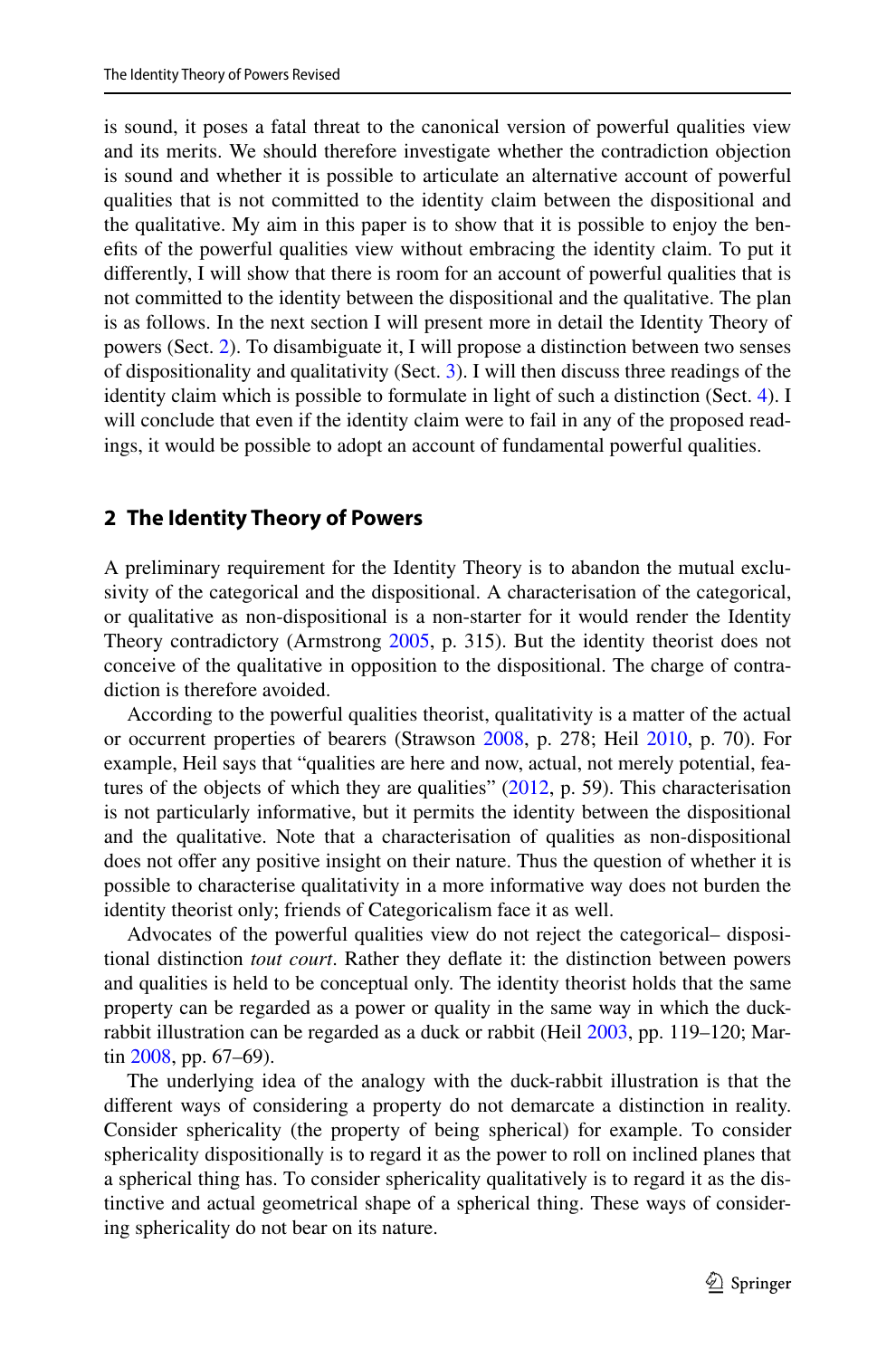is sound, it poses a fatal threat to the canonical version of powerful qualities view and its merits. We should therefore investigate whether the contradiction objection is sound and whether it is possible to articulate an alternative account of powerful qualities that is not committed to the identity claim between the dispositional and the qualitative. My aim in this paper is to show that it is possible to enjoy the benefits of the powerful qualities view without embracing the identity claim. To put it differently, I will show that there is room for an account of powerful qualities that is not committed to the identity between the dispositional and the qualitative. The plan is as follows. In the next section I will present more in detail the Identity Theory of powers (Sect. 2). To disambiguate it, I will propose a distinction between two senses of dispositionality and qualitativity (Sect. 3). I will then discuss three readings of the identity claim which is possible to formulate in light of such a distinction (Sect. 4). I will conclude that even if the identity claim were to fail in any of the proposed readings, it would be possible to adopt an account of fundamental powerful qualities.

## 2 The Identity Theory of Powers

A preliminary requirement for the Identity Theory is to abandon the mutual exclusivity of the categorical and the dispositional. A characterisation of the categorical, or qualitative as non-dispositional is a non-starter for it would render the Identity Theory contradictory (Armstrong 2005, p. 315). But the identity theorist does not conceive of the qualitative in opposition to the dispositional. The charge of contradiction is therefore avoided.

According to the powerful qualities theorist, qualitativity is a matter of the actual or occurrent properties of bearers (Strawson 2008, p. 278; Heil 2010, p. 70). For example, Heil says that "qualities are here and now, actual, not merely potential, features of the objects of which they are qualities" (2012, p. 59). This characterisation is not particularly informative, but it permits the identity between the dispositional and the qualitative. Note that a characterisation of qualities as non-dispositional does not offer any positive insight on their nature. Thus the question of whether it is possible to characterise qualitativity in a more informative way does not burden the identity theorist only; friends of Categoricalism face it as well.

Advocates of the powerful qualities view do not reject the categorical– dispositional distinction *tout court*. Rather they deflate it: the distinction between powers and qualities is held to be conceptual only. The identity theorist holds that the same property can be regarded as a power or quality in the same way in which the duck-rabbit illustration can be regarded as a duck or rabbit (Heil 2003, pp. 119–120; Martin 2008, pp. 67–69).

The underlying idea of the analogy with the duck-rabbit illustration is that the different ways of considering a property do not demarcate a distinction in reality. Consider sphericality (the property of being spherical) for example. To consider sphericality dispositionally is to regard it as the power to roll on inclined planes that a spherical thing has. To consider sphericality qualitatively is to regard it as the distinctive and actual geometrical shape of a spherical thing. These ways of considering sphericality do not bear on its nature.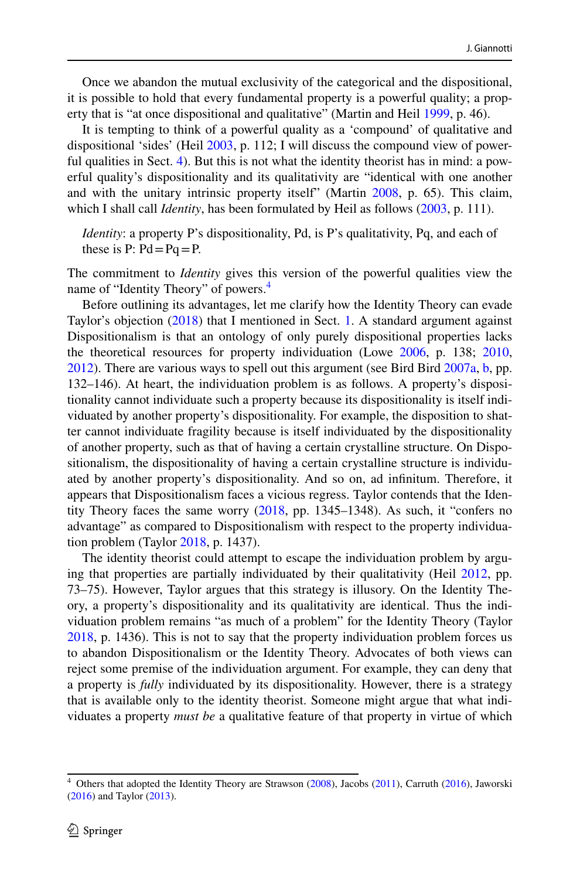Once we abandon the mutual exclusivity of the categorical and the dispositional, it is possible to hold that every fundamental property is a powerful quality; a property that is "at once dispositional and qualitative" (Martin and Heil 1999, p. 46).

It is tempting to think of a powerful quality as a 'compound' of qualitative and dispositional 'sides' (Heil 2003, p. 112; I will discuss the compound view of powerful qualities in Sect. 4). But this is not what the identity theorist has in mind: a powerful quality's dispositionality and its qualitativity are "identical with one another and with the unitary intrinsic property itself" (Martin 2008, p. 65). This claim, which I shall call *Identity*, has been formulated by Heil as follows (2003, p. 111).

> *Identity*: a property P's dispositionality, Pd, is P's qualitativity, Pq, and each of these is P: Pd = Pq = P.

The commitment to *Identity* gives this version of the powerful qualities view the name of "Identity Theory" of powers.[4]

Before outlining its advantages, let me clarify how the Identity Theory can evade Taylor's objection (2018) that I mentioned in Sect. 1. A standard argument against Dispositionalism is that an ontology of only purely dispositional properties lacks the theoretical resources for property individuation (Lowe 2006, p. 138; 2010, 2012). There are various ways to spell out this argument (see Bird Bird 2007a, b, pp. 132–146). At heart, the individuation problem is as follows. A property's dispositionality cannot individuate such a property because its dispositionality is itself individuated by another property's dispositionality. For example, the disposition to shatter cannot individuate fragility because is itself individuated by the dispositionality of another property, such as that of having a certain crystalline structure. On Dispositionalism, the dispositionality of having a certain crystalline structure is individuated by another property's dispositionality. And so on, ad infinitum. Therefore, it appears that Dispositionalism faces a vicious regress. Taylor contends that the Identity Theory faces the same worry (2018, pp. 1345–1348). As such, it "confers no advantage" as compared to Dispositionalism with respect to the property individuation problem (Taylor 2018, p. 1437).

The identity theorist could attempt to escape the individuation problem by arguing that properties are partially individuated by their qualitativity (Heil 2012, pp. 73–75). However, Taylor argues that this strategy is illusory. On the Identity Theory, a property's dispositionality and its qualitativity are identical. Thus the individuation problem remains "as much of a problem" for the Identity Theory (Taylor 2018, p. 1436). This is not to say that the property individuation problem forces us to abandon Dispositionalism or the Identity Theory. Advocates of both views can reject some premise of the individuation argument. For example, they can deny that a property is *fully* individuated by its dispositionality. However, there is a strategy that is available only to the identity theorist. Someone might argue that what individuates a property *must be* a qualitative feature of that property in virtue of which

---

[4] Others that adopted the Identity Theory are Strawson (2008), Jacobs (2011), Carruth (2016), Jaworski (2016) and Taylor (2013).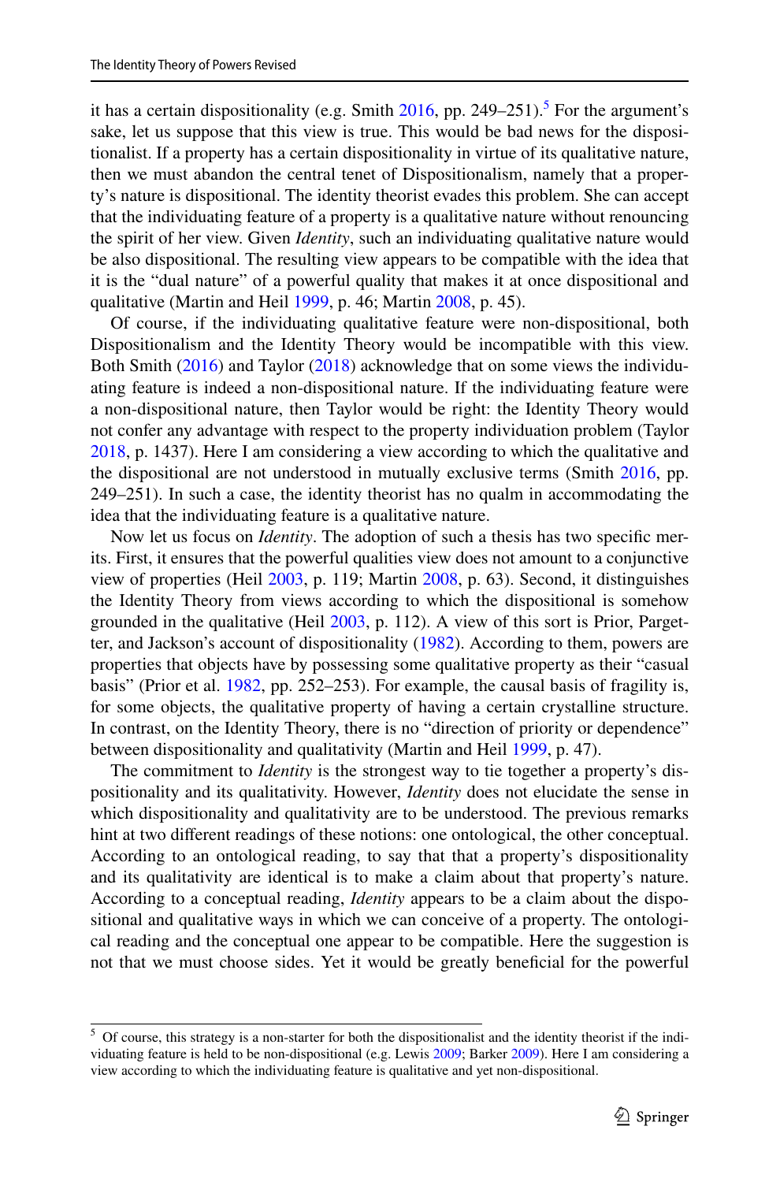it has a certain dispositionality (e.g. Smith 2016, pp. 249–251).[5] For the argument's sake, let us suppose that this view is true. This would be bad news for the dispositionalist. If a property has a certain dispositionality in virtue of its qualitative nature, then we must abandon the central tenet of Dispositionalism, namely that a property's nature is dispositional. The identity theorist evades this problem. She can accept that the individuating feature of a property is a qualitative nature without renouncing the spirit of her view. Given *Identity*, such an individuating qualitative nature would be also dispositional. The resulting view appears to be compatible with the idea that it is the "dual nature" of a powerful quality that makes it at once dispositional and qualitative (Martin and Heil 1999, p. 46; Martin 2008, p. 45).

Of course, if the individuating qualitative feature were non-dispositional, both Dispositionalism and the Identity Theory would be incompatible with this view. Both Smith (2016) and Taylor (2018) acknowledge that on some views the individuating feature is indeed a non-dispositional nature. If the individuating feature were a non-dispositional nature, then Taylor would be right: the Identity Theory would not confer any advantage with respect to the property individuation problem (Taylor 2018, p. 1437). Here I am considering a view according to which the qualitative and the dispositional are not understood in mutually exclusive terms (Smith 2016, pp. 249–251). In such a case, the identity theorist has no qualm in accommodating the idea that the individuating feature is a qualitative nature.

Now let us focus on *Identity*. The adoption of such a thesis has two specific merits. First, it ensures that the powerful qualities view does not amount to a conjunctive view of properties (Heil 2003, p. 119; Martin 2008, p. 63). Second, it distinguishes the Identity Theory from views according to which the dispositional is somehow grounded in the qualitative (Heil 2003, p. 112). A view of this sort is Prior, Pargetter, and Jackson's account of dispositionality (1982). According to them, powers are properties that objects have by possessing some qualitative property as their "casual basis" (Prior et al. 1982, pp. 252–253). For example, the causal basis of fragility is, for some objects, the qualitative property of having a certain crystalline structure. In contrast, on the Identity Theory, there is no "direction of priority or dependence" between dispositionality and qualitativity (Martin and Heil 1999, p. 47).

The commitment to *Identity* is the strongest way to tie together a property's dispositionality and its qualitativity. However, *Identity* does not elucidate the sense in which dispositionality and qualitativity are to be understood. The previous remarks hint at two different readings of these notions: one ontological, the other conceptual. According to an ontological reading, to say that that a property's dispositionality and its qualitativity are identical is to make a claim about that property's nature. According to a conceptual reading, *Identity* appears to be a claim about the dispositional and qualitative ways in which we can conceive of a property. The ontological reading and the conceptual one appear to be compatible. Here the suggestion is not that we must choose sides. Yet it would be greatly beneficial for the powerful

[5] Of course, this strategy is a non-starter for both the dispositionalist and the identity theorist if the individuating feature is held to be non-dispositional (e.g. Lewis 2009; Barker 2009). Here I am considering a view according to which the individuating feature is qualitative and yet non-dispositional.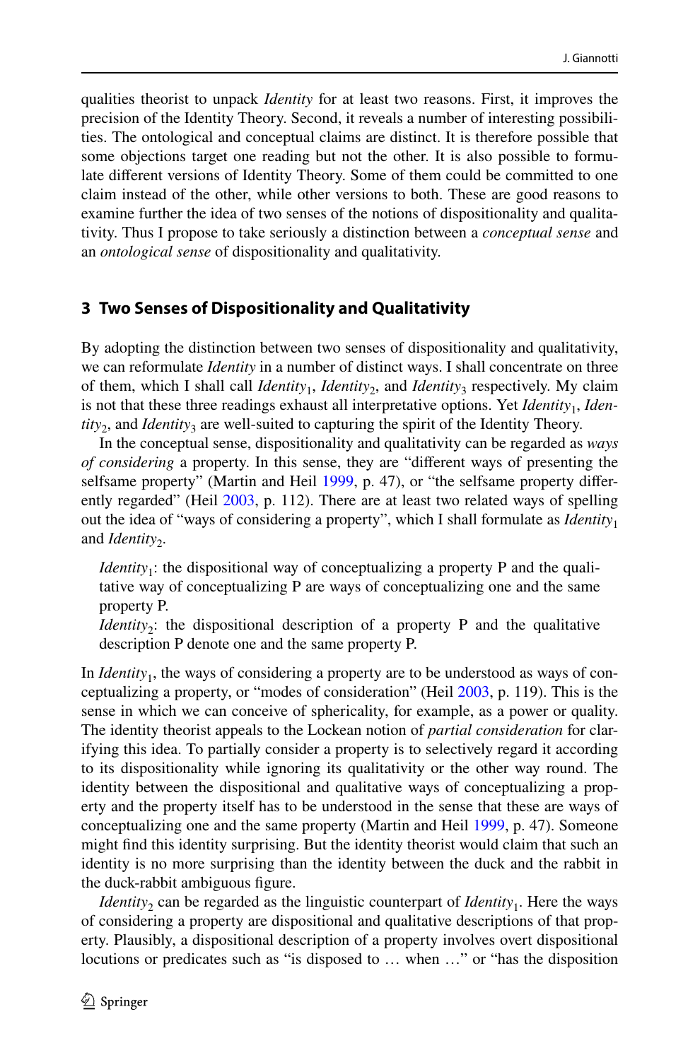qualities theorist to unpack *Identity* for at least two reasons. First, it improves the precision of the Identity Theory. Second, it reveals a number of interesting possibilities. The ontological and conceptual claims are distinct. It is therefore possible that some objections target one reading but not the other. It is also possible to formulate different versions of Identity Theory. Some of them could be committed to one claim instead of the other, while other versions to both. These are good reasons to examine further the idea of two senses of the notions of dispositionality and qualitativity. Thus I propose to take seriously a distinction between a *conceptual sense* and an *ontological sense* of dispositionality and qualitativity.

## 3 Two Senses of Dispositionality and Qualitativity

By adopting the distinction between two senses of dispositionality and qualitativity, we can reformulate *Identity* in a number of distinct ways. I shall concentrate on three of them, which I shall call *Identity*$_1$, *Identity*$_2$, and *Identity*$_3$ respectively. My claim is not that these three readings exhaust all interpretative options. Yet *Identity*$_1$, *Identity*$_2$, and *Identity*$_3$ are well-suited to capturing the spirit of the Identity Theory.

In the conceptual sense, dispositionality and qualitativity can be regarded as *ways of considering* a property. In this sense, they are "different ways of presenting the selfsame property" (Martin and Heil 1999, p. 47), or "the selfsame property differently regarded" (Heil 2003, p. 112). There are at least two related ways of spelling out the idea of "ways of considering a property", which I shall formulate as *Identity*$_1$ and *Identity*$_2$.

> *Identity*$_1$: the dispositional way of conceptualizing a property P and the qualitative way of conceptualizing P are ways of conceptualizing one and the same property P.
>
> *Identity*$_2$: the dispositional description of a property P and the qualitative description P denote one and the same property P.

In *Identity*$_1$, the ways of considering a property are to be understood as ways of conceptualizing a property, or "modes of consideration" (Heil 2003, p. 119). This is the sense in which we can conceive of sphericality, for example, as a power or quality. The identity theorist appeals to the Lockean notion of *partial consideration* for clarifying this idea. To partially consider a property is to selectively regard it according to its dispositionality while ignoring its qualitativity or the other way round. The identity between the dispositional and qualitative ways of conceptualizing a property and the property itself has to be understood in the sense that these are ways of conceptualizing one and the same property (Martin and Heil 1999, p. 47). Someone might find this identity surprising. But the identity theorist would claim that such an identity is no more surprising than the identity between the duck and the rabbit in the duck-rabbit ambiguous figure.

*Identity*$_2$ can be regarded as the linguistic counterpart of *Identity*$_1$. Here the ways of considering a property are dispositional and qualitative descriptions of that property. Plausibly, a dispositional description of a property involves overt dispositional locutions or predicates such as "is disposed to … when …" or "has the disposition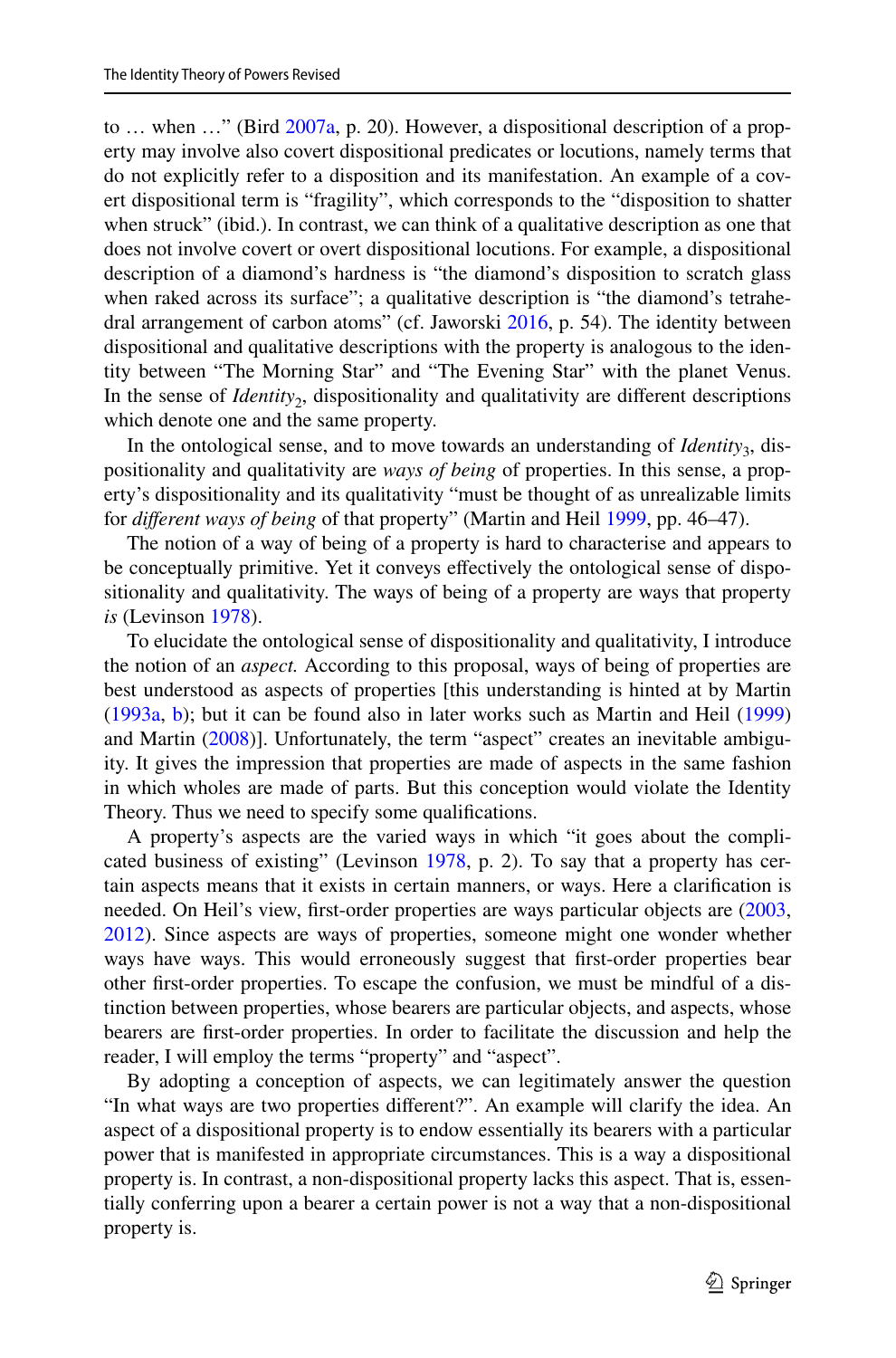to … when …" (Bird 2007a, p. 20). However, a dispositional description of a property may involve also covert dispositional predicates or locutions, namely terms that do not explicitly refer to a disposition and its manifestation. An example of a covert dispositional term is "fragility", which corresponds to the "disposition to shatter when struck" (ibid.). In contrast, we can think of a qualitative description as one that does not involve covert or overt dispositional locutions. For example, a dispositional description of a diamond's hardness is "the diamond's disposition to scratch glass when raked across its surface"; a qualitative description is "the diamond's tetrahedral arrangement of carbon atoms" (cf. Jaworski 2016, p. 54). The identity between dispositional and qualitative descriptions with the property is analogous to the identity between "The Morning Star" and "The Evening Star" with the planet Venus. In the sense of *Identity*$_2$, dispositionality and qualitativity are different descriptions which denote one and the same property.

In the ontological sense, and to move towards an understanding of *Identity*$_3$, dispositionality and qualitativity are *ways of being* of properties. In this sense, a property's dispositionality and its qualitativity "must be thought of as unrealizable limits for *different ways of being* of that property" (Martin and Heil 1999, pp. 46–47).

The notion of a way of being of a property is hard to characterise and appears to be conceptually primitive. Yet it conveys effectively the ontological sense of dispositionality and qualitativity. The ways of being of a property are ways that property *is* (Levinson 1978).

To elucidate the ontological sense of dispositionality and qualitativity, I introduce the notion of an *aspect.* According to this proposal, ways of being of properties are best understood as aspects of properties [this understanding is hinted at by Martin (1993a, b); but it can be found also in later works such as Martin and Heil (1999) and Martin (2008)]. Unfortunately, the term "aspect" creates an inevitable ambiguity. It gives the impression that properties are made of aspects in the same fashion in which wholes are made of parts. But this conception would violate the Identity Theory. Thus we need to specify some qualifications.

A property's aspects are the varied ways in which "it goes about the complicated business of existing" (Levinson 1978, p. 2). To say that a property has certain aspects means that it exists in certain manners, or ways. Here a clarification is needed. On Heil's view, first-order properties are ways particular objects are (2003, 2012). Since aspects are ways of properties, someone might one wonder whether ways have ways. This would erroneously suggest that first-order properties bear other first-order properties. To escape the confusion, we must be mindful of a distinction between properties, whose bearers are particular objects, and aspects, whose bearers are first-order properties. In order to facilitate the discussion and help the reader, I will employ the terms "property" and "aspect".

By adopting a conception of aspects, we can legitimately answer the question "In what ways are two properties different?". An example will clarify the idea. An aspect of a dispositional property is to endow essentially its bearers with a particular power that is manifested in appropriate circumstances. This is a way a dispositional property is. In contrast, a non-dispositional property lacks this aspect. That is, essentially conferring upon a bearer a certain power is not a way that a non-dispositional property is.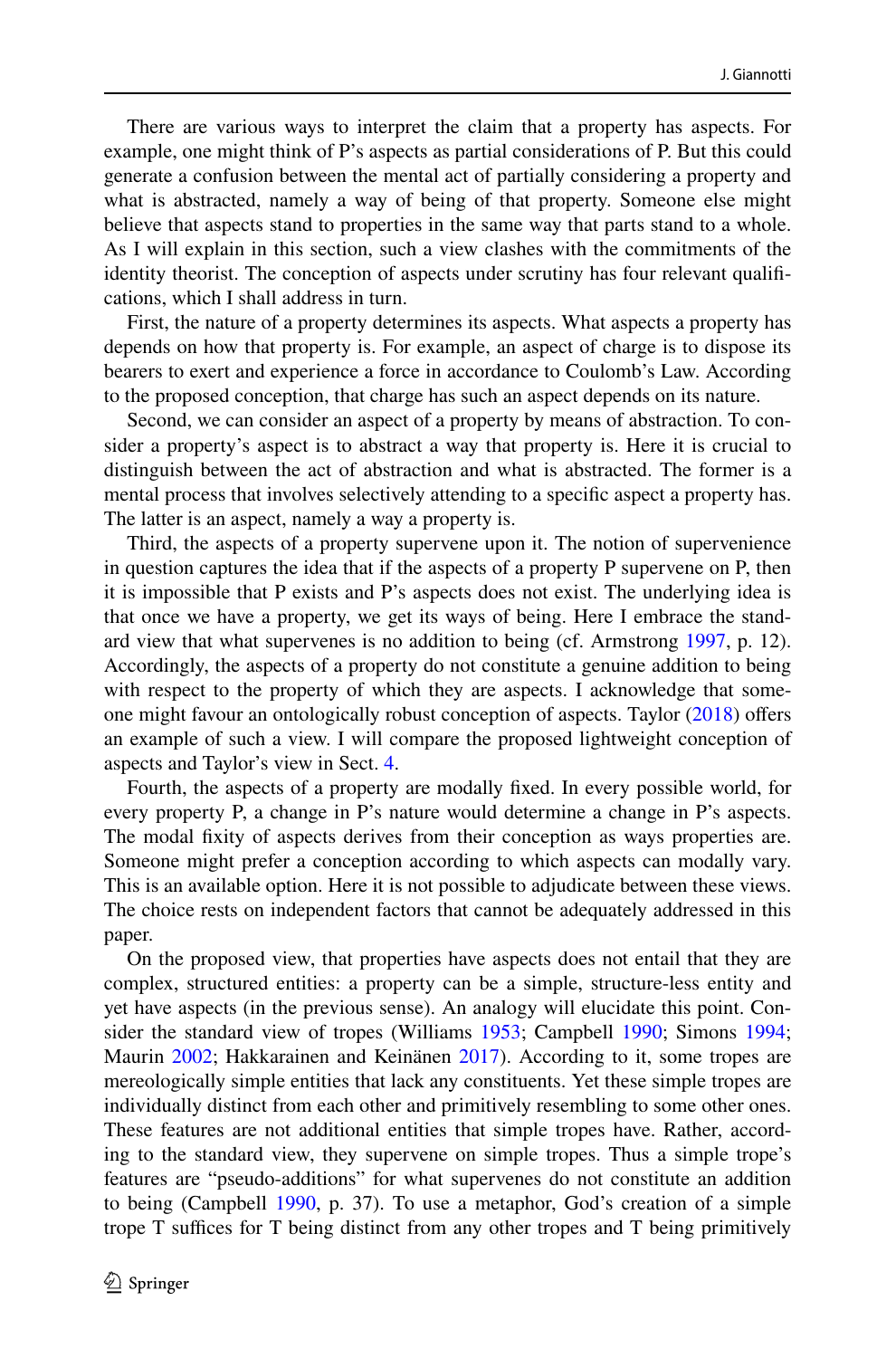There are various ways to interpret the claim that a property has aspects. For example, one might think of P's aspects as partial considerations of P. But this could generate a confusion between the mental act of partially considering a property and what is abstracted, namely a way of being of that property. Someone else might believe that aspects stand to properties in the same way that parts stand to a whole. As I will explain in this section, such a view clashes with the commitments of the identity theorist. The conception of aspects under scrutiny has four relevant qualifications, which I shall address in turn.

First, the nature of a property determines its aspects. What aspects a property has depends on how that property is. For example, an aspect of charge is to dispose its bearers to exert and experience a force in accordance to Coulomb's Law. According to the proposed conception, that charge has such an aspect depends on its nature.

Second, we can consider an aspect of a property by means of abstraction. To consider a property's aspect is to abstract a way that property is. Here it is crucial to distinguish between the act of abstraction and what is abstracted. The former is a mental process that involves selectively attending to a specific aspect a property has. The latter is an aspect, namely a way a property is.

Third, the aspects of a property supervene upon it. The notion of supervenience in question captures the idea that if the aspects of a property P supervene on P, then it is impossible that P exists and P's aspects does not exist. The underlying idea is that once we have a property, we get its ways of being. Here I embrace the standard view that what supervenes is no addition to being (cf. Armstrong 1997, p. 12). Accordingly, the aspects of a property do not constitute a genuine addition to being with respect to the property of which they are aspects. I acknowledge that someone might favour an ontologically robust conception of aspects. Taylor (2018) offers an example of such a view. I will compare the proposed lightweight conception of aspects and Taylor's view in Sect. 4.

Fourth, the aspects of a property are modally fixed. In every possible world, for every property P, a change in P's nature would determine a change in P's aspects. The modal fixity of aspects derives from their conception as ways properties are. Someone might prefer a conception according to which aspects can modally vary. This is an available option. Here it is not possible to adjudicate between these views. The choice rests on independent factors that cannot be adequately addressed in this paper.

On the proposed view, that properties have aspects does not entail that they are complex, structured entities: a property can be a simple, structure-less entity and yet have aspects (in the previous sense). An analogy will elucidate this point. Consider the standard view of tropes (Williams 1953; Campbell 1990; Simons 1994; Maurin 2002; Hakkarainen and Keinänen 2017). According to it, some tropes are mereologically simple entities that lack any constituents. Yet these simple tropes are individually distinct from each other and primitively resembling to some other ones. These features are not additional entities that simple tropes have. Rather, according to the standard view, they supervene on simple tropes. Thus a simple trope's features are "pseudo-additions" for what supervenes do not constitute an addition to being (Campbell 1990, p. 37). To use a metaphor, God's creation of a simple trope T suffices for T being distinct from any other tropes and T being primitively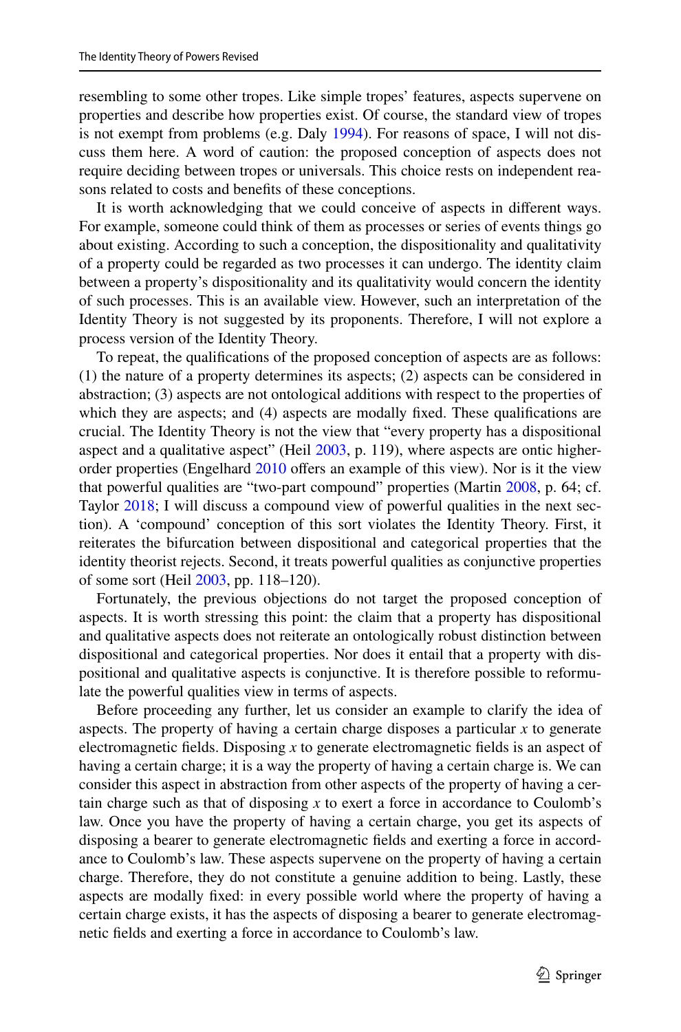resembling to some other tropes. Like simple tropes' features, aspects supervene on properties and describe how properties exist. Of course, the standard view of tropes is not exempt from problems (e.g. Daly 1994). For reasons of space, I will not discuss them here. A word of caution: the proposed conception of aspects does not require deciding between tropes or universals. This choice rests on independent reasons related to costs and benefits of these conceptions.

It is worth acknowledging that we could conceive of aspects in different ways. For example, someone could think of them as processes or series of events things go about existing. According to such a conception, the dispositionality and qualitativity of a property could be regarded as two processes it can undergo. The identity claim between a property's dispositionality and its qualitativity would concern the identity of such processes. This is an available view. However, such an interpretation of the Identity Theory is not suggested by its proponents. Therefore, I will not explore a process version of the Identity Theory.

To repeat, the qualifications of the proposed conception of aspects are as follows: (1) the nature of a property determines its aspects; (2) aspects can be considered in abstraction; (3) aspects are not ontological additions with respect to the properties of which they are aspects; and (4) aspects are modally fixed. These qualifications are crucial. The Identity Theory is not the view that "every property has a dispositional aspect and a qualitative aspect" (Heil 2003, p. 119), where aspects are ontic higher-order properties (Engelhard 2010 offers an example of this view). Nor is it the view that powerful qualities are "two-part compound" properties (Martin 2008, p. 64; cf. Taylor 2018; I will discuss a compound view of powerful qualities in the next section). A 'compound' conception of this sort violates the Identity Theory. First, it reiterates the bifurcation between dispositional and categorical properties that the identity theorist rejects. Second, it treats powerful qualities as conjunctive properties of some sort (Heil 2003, pp. 118–120).

Fortunately, the previous objections do not target the proposed conception of aspects. It is worth stressing this point: the claim that a property has dispositional and qualitative aspects does not reiterate an ontologically robust distinction between dispositional and categorical properties. Nor does it entail that a property with dispositional and qualitative aspects is conjunctive. It is therefore possible to reformulate the powerful qualities view in terms of aspects.

Before proceeding any further, let us consider an example to clarify the idea of aspects. The property of having a certain charge disposes a particular *x* to generate electromagnetic fields. Disposing *x* to generate electromagnetic fields is an aspect of having a certain charge; it is a way the property of having a certain charge is. We can consider this aspect in abstraction from other aspects of the property of having a certain charge such as that of disposing *x* to exert a force in accordance to Coulomb's law. Once you have the property of having a certain charge, you get its aspects of disposing a bearer to generate electromagnetic fields and exerting a force in accordance to Coulomb's law. These aspects supervene on the property of having a certain charge. Therefore, they do not constitute a genuine addition to being. Lastly, these aspects are modally fixed: in every possible world where the property of having a certain charge exists, it has the aspects of disposing a bearer to generate electromagnetic fields and exerting a force in accordance to Coulomb's law.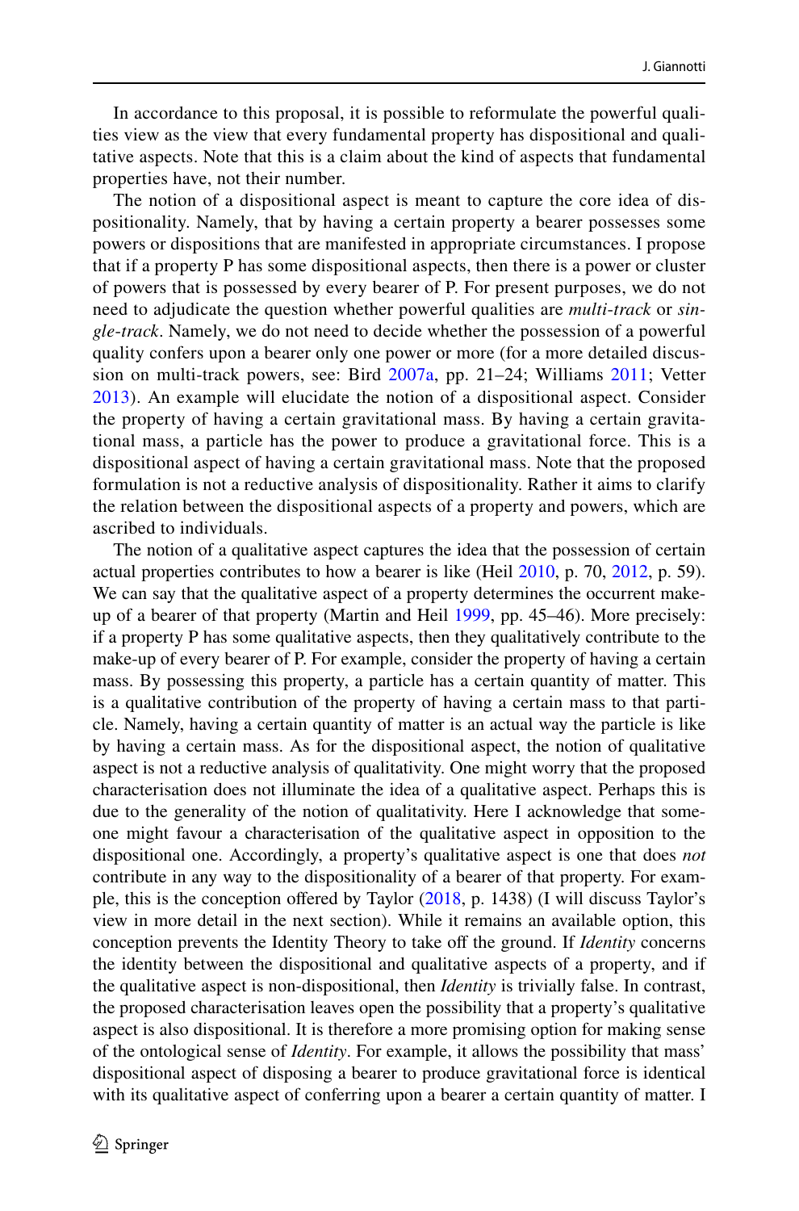In accordance to this proposal, it is possible to reformulate the powerful qualities view as the view that every fundamental property has dispositional and qualitative aspects. Note that this is a claim about the kind of aspects that fundamental properties have, not their number.

The notion of a dispositional aspect is meant to capture the core idea of dispositionality. Namely, that by having a certain property a bearer possesses some powers or dispositions that are manifested in appropriate circumstances. I propose that if a property P has some dispositional aspects, then there is a power or cluster of powers that is possessed by every bearer of P. For present purposes, we do not need to adjudicate the question whether powerful qualities are *multi-track* or *single-track*. Namely, we do not need to decide whether the possession of a powerful quality confers upon a bearer only one power or more (for a more detailed discussion on multi-track powers, see: Bird 2007a, pp. 21–24; Williams 2011; Vetter 2013). An example will elucidate the notion of a dispositional aspect. Consider the property of having a certain gravitational mass. By having a certain gravitational mass, a particle has the power to produce a gravitational force. This is a dispositional aspect of having a certain gravitational mass. Note that the proposed formulation is not a reductive analysis of dispositionality. Rather it aims to clarify the relation between the dispositional aspects of a property and powers, which are ascribed to individuals.

The notion of a qualitative aspect captures the idea that the possession of certain actual properties contributes to how a bearer is like (Heil 2010, p. 70, 2012, p. 59). We can say that the qualitative aspect of a property determines the occurrent make-up of a bearer of that property (Martin and Heil 1999, pp. 45–46). More precisely: if a property P has some qualitative aspects, then they qualitatively contribute to the make-up of every bearer of P. For example, consider the property of having a certain mass. By possessing this property, a particle has a certain quantity of matter. This is a qualitative contribution of the property of having a certain mass to that particle. Namely, having a certain quantity of matter is an actual way the particle is like by having a certain mass. As for the dispositional aspect, the notion of qualitative aspect is not a reductive analysis of qualitativity. One might worry that the proposed characterisation does not illuminate the idea of a qualitative aspect. Perhaps this is due to the generality of the notion of qualitativity. Here I acknowledge that someone might favour a characterisation of the qualitative aspect in opposition to the dispositional one. Accordingly, a property's qualitative aspect is one that does *not* contribute in any way to the dispositionality of a bearer of that property. For example, this is the conception offered by Taylor (2018, p. 1438) (I will discuss Taylor's view in more detail in the next section). While it remains an available option, this conception prevents the Identity Theory to take off the ground. If *Identity* concerns the identity between the dispositional and qualitative aspects of a property, and if the qualitative aspect is non-dispositional, then *Identity* is trivially false. In contrast, the proposed characterisation leaves open the possibility that a property's qualitative aspect is also dispositional. It is therefore a more promising option for making sense of the ontological sense of *Identity*. For example, it allows the possibility that mass' dispositional aspect of disposing a bearer to produce gravitational force is identical with its qualitative aspect of conferring upon a bearer a certain quantity of matter. I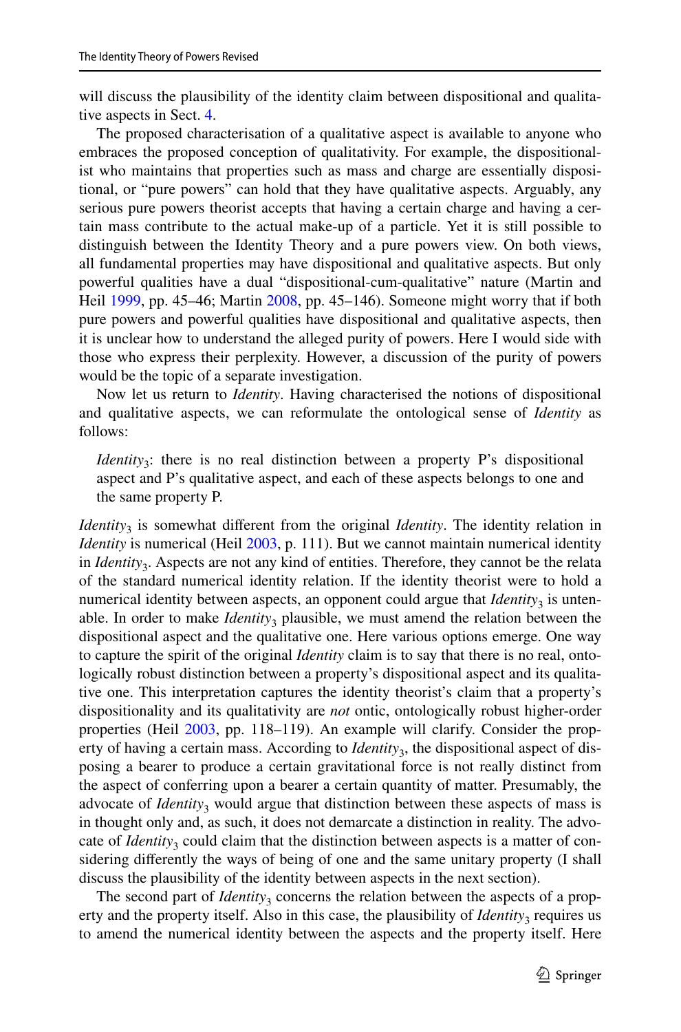will discuss the plausibility of the identity claim between dispositional and qualitative aspects in Sect. 4.

The proposed characterisation of a qualitative aspect is available to anyone who embraces the proposed conception of qualitativity. For example, the dispositionalist who maintains that properties such as mass and charge are essentially dispositional, or "pure powers" can hold that they have qualitative aspects. Arguably, any serious pure powers theorist accepts that having a certain charge and having a certain mass contribute to the actual make-up of a particle. Yet it is still possible to distinguish between the Identity Theory and a pure powers view. On both views, all fundamental properties may have dispositional and qualitative aspects. But only powerful qualities have a dual "dispositional-cum-qualitative" nature (Martin and Heil 1999, pp. 45–46; Martin 2008, pp. 45–146). Someone might worry that if both pure powers and powerful qualities have dispositional and qualitative aspects, then it is unclear how to understand the alleged purity of powers. Here I would side with those who express their perplexity. However, a discussion of the purity of powers would be the topic of a separate investigation.

Now let us return to *Identity*. Having characterised the notions of dispositional and qualitative aspects, we can reformulate the ontological sense of *Identity* as follows:

> *Identity*$_3$: there is no real distinction between a property P's dispositional aspect and P's qualitative aspect, and each of these aspects belongs to one and the same property P.

*Identity*$_3$ is somewhat different from the original *Identity*. The identity relation in *Identity* is numerical (Heil 2003, p. 111). But we cannot maintain numerical identity in *Identity*$_3$. Aspects are not any kind of entities. Therefore, they cannot be the relata of the standard numerical identity relation. If the identity theorist were to hold a numerical identity between aspects, an opponent could argue that *Identity*$_3$ is untenable. In order to make *Identity*$_3$ plausible, we must amend the relation between the dispositional aspect and the qualitative one. Here various options emerge. One way to capture the spirit of the original *Identity* claim is to say that there is no real, ontologically robust distinction between a property's dispositional aspect and its qualitative one. This interpretation captures the identity theorist's claim that a property's dispositionality and its qualitativity are *not* ontic, ontologically robust higher-order properties (Heil 2003, pp. 118–119). An example will clarify. Consider the property of having a certain mass. According to *Identity*$_3$, the dispositional aspect of disposing a bearer to produce a certain gravitational force is not really distinct from the aspect of conferring upon a bearer a certain quantity of matter. Presumably, the advocate of *Identity*$_3$ would argue that distinction between these aspects of mass is in thought only and, as such, it does not demarcate a distinction in reality. The advocate of *Identity*$_3$ could claim that the distinction between aspects is a matter of considering differently the ways of being of one and the same unitary property (I shall discuss the plausibility of the identity between aspects in the next section).

The second part of *Identity*$_3$ concerns the relation between the aspects of a property and the property itself. Also in this case, the plausibility of *Identity*$_3$ requires us to amend the numerical identity between the aspects and the property itself. Here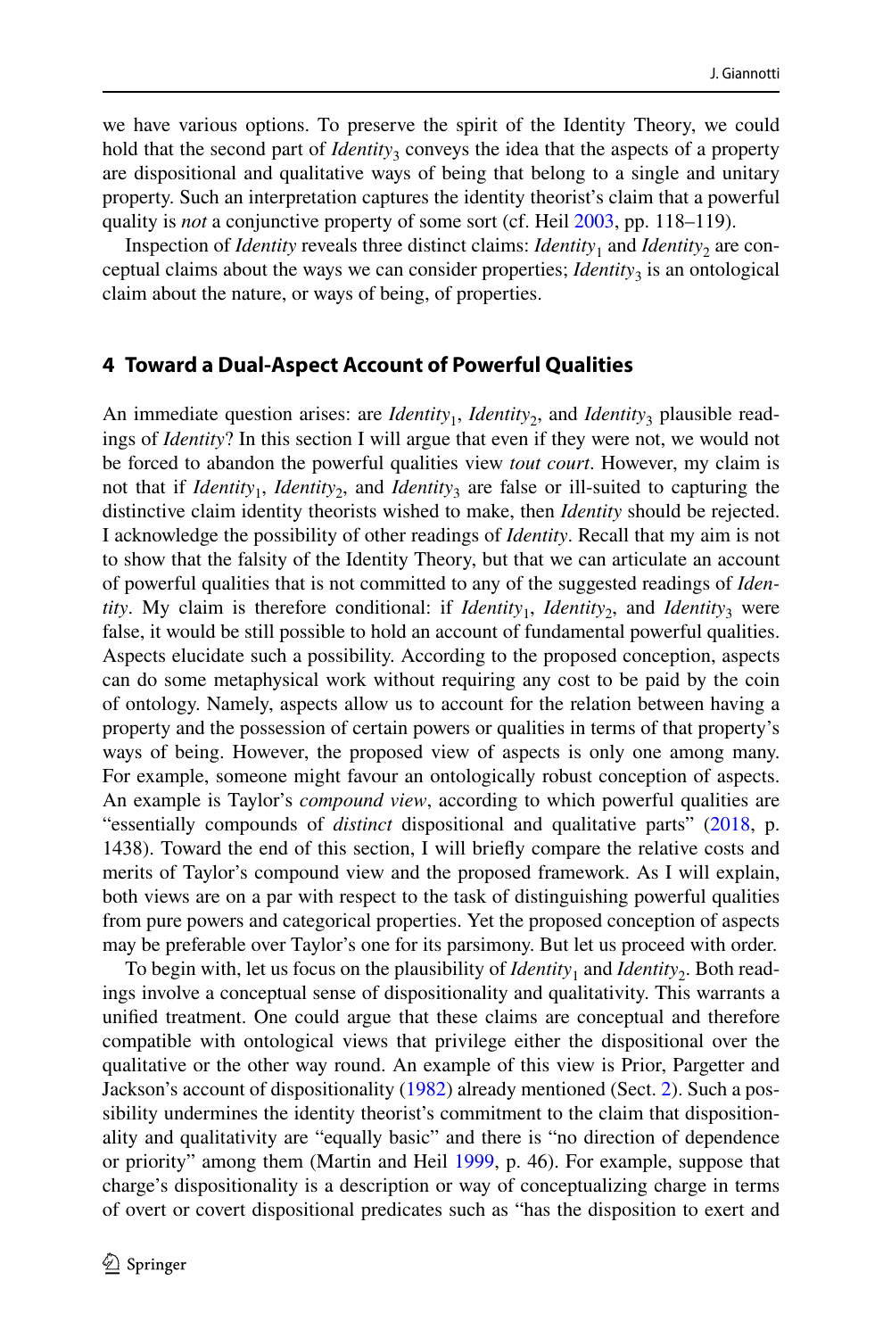we have various options. To preserve the spirit of the Identity Theory, we could hold that the second part of *Identity*$_3$ conveys the idea that the aspects of a property are dispositional and qualitative ways of being that belong to a single and unitary property. Such an interpretation captures the identity theorist's claim that a powerful quality is *not* a conjunctive property of some sort (cf. Heil 2003, pp. 118–119).

Inspection of *Identity* reveals three distinct claims: *Identity*$_1$ and *Identity*$_2$ are conceptual claims about the ways we can consider properties; *Identity*$_3$ is an ontological claim about the nature, or ways of being, of properties.

## 4 Toward a Dual-Aspect Account of Powerful Qualities

An immediate question arises: are *Identity*$_1$, *Identity*$_2$, and *Identity*$_3$ plausible readings of *Identity*? In this section I will argue that even if they were not, we would not be forced to abandon the powerful qualities view *tout court*. However, my claim is not that if *Identity*$_1$, *Identity*$_2$, and *Identity*$_3$ are false or ill-suited to capturing the distinctive claim identity theorists wished to make, then *Identity* should be rejected. I acknowledge the possibility of other readings of *Identity*. Recall that my aim is not to show that the falsity of the Identity Theory, but that we can articulate an account of powerful qualities that is not committed to any of the suggested readings of *Identity*. My claim is therefore conditional: if *Identity*$_1$, *Identity*$_2$, and *Identity*$_3$ were false, it would be still possible to hold an account of fundamental powerful qualities. Aspects elucidate such a possibility. According to the proposed conception, aspects can do some metaphysical work without requiring any cost to be paid by the coin of ontology. Namely, aspects allow us to account for the relation between having a property and the possession of certain powers or qualities in terms of that property's ways of being. However, the proposed view of aspects is only one among many. For example, someone might favour an ontologically robust conception of aspects. An example is Taylor's *compound view*, according to which powerful qualities are "essentially compounds of *distinct* dispositional and qualitative parts" (2018, p. 1438). Toward the end of this section, I will briefly compare the relative costs and merits of Taylor's compound view and the proposed framework. As I will explain, both views are on a par with respect to the task of distinguishing powerful qualities from pure powers and categorical properties. Yet the proposed conception of aspects may be preferable over Taylor's one for its parsimony. But let us proceed with order.

To begin with, let us focus on the plausibility of *Identity*$_1$ and *Identity*$_2$. Both readings involve a conceptual sense of dispositionality and qualitativity. This warrants a unified treatment. One could argue that these claims are conceptual and therefore compatible with ontological views that privilege either the dispositional over the qualitative or the other way round. An example of this view is Prior, Pargetter and Jackson's account of dispositionality (1982) already mentioned (Sect. 2). Such a possibility undermines the identity theorist's commitment to the claim that dispositionality and qualitativity are "equally basic" and there is "no direction of dependence or priority" among them (Martin and Heil 1999, p. 46). For example, suppose that charge's dispositionality is a description or way of conceptualizing charge in terms of overt or covert dispositional predicates such as "has the disposition to exert and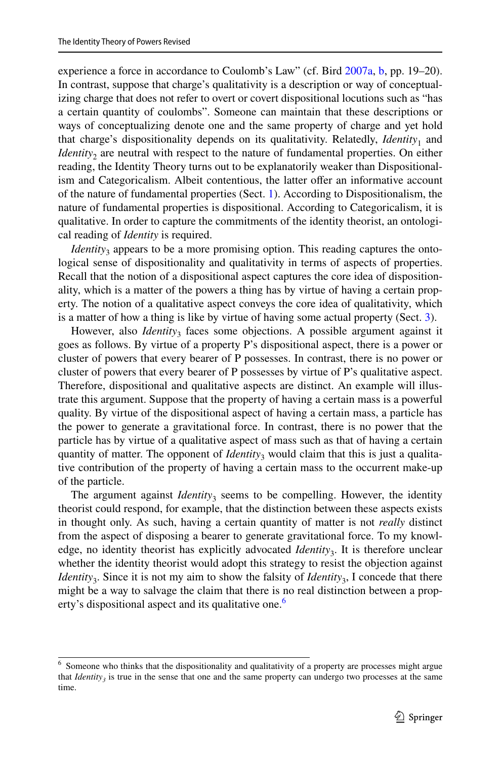experience a force in accordance to Coulomb's Law" (cf. Bird 2007a, b, pp. 19–20). In contrast, suppose that charge's qualitativity is a description or way of conceptualizing charge that does not refer to overt or covert dispositional locutions such as "has a certain quantity of coulombs". Someone can maintain that these descriptions or ways of conceptualizing denote one and the same property of charge and yet hold that charge's dispositionality depends on its qualitativity. Relatedly, *Identity*$_1$ and *Identity*$_2$ are neutral with respect to the nature of fundamental properties. On either reading, the Identity Theory turns out to be explanatorily weaker than Dispositionalism and Categoricalism. Albeit contentious, the latter offer an informative account of the nature of fundamental properties (Sect. 1). According to Dispositionalism, the nature of fundamental properties is dispositional. According to Categoricalism, it is qualitative. In order to capture the commitments of the identity theorist, an ontological reading of *Identity* is required.

*Identity*$_3$ appears to be a more promising option. This reading captures the ontological sense of dispositionality and qualitativity in terms of aspects of properties. Recall that the notion of a dispositional aspect captures the core idea of dispositionality, which is a matter of the powers a thing has by virtue of having a certain property. The notion of a qualitative aspect conveys the core idea of qualitativity, which is a matter of how a thing is like by virtue of having some actual property (Sect. 3).

However, also *Identity*$_3$ faces some objections. A possible argument against it goes as follows. By virtue of a property P's dispositional aspect, there is a power or cluster of powers that every bearer of P possesses. In contrast, there is no power or cluster of powers that every bearer of P possesses by virtue of P's qualitative aspect. Therefore, dispositional and qualitative aspects are distinct. An example will illustrate this argument. Suppose that the property of having a certain mass is a powerful quality. By virtue of the dispositional aspect of having a certain mass, a particle has the power to generate a gravitational force. In contrast, there is no power that the particle has by virtue of a qualitative aspect of mass such as that of having a certain quantity of matter. The opponent of *Identity*$_3$ would claim that this is just a qualitative contribution of the property of having a certain mass to the occurrent make-up of the particle.

The argument against *Identity*$_3$ seems to be compelling. However, the identity theorist could respond, for example, that the distinction between these aspects exists in thought only. As such, having a certain quantity of matter is not *really* distinct from the aspect of disposing a bearer to generate gravitational force. To my knowledge, no identity theorist has explicitly advocated *Identity*$_3$. It is therefore unclear whether the identity theorist would adopt this strategy to resist the objection against *Identity*$_3$. Since it is not my aim to show the falsity of *Identity*$_3$, I concede that there might be a way to salvage the claim that there is no real distinction between a property's dispositional aspect and its qualitative one.[6]

---

[6] Someone who thinks that the dispositionality and qualitativity of a property are processes might argue that *Identity*$_3$ is true in the sense that one and the same property can undergo two processes at the same time.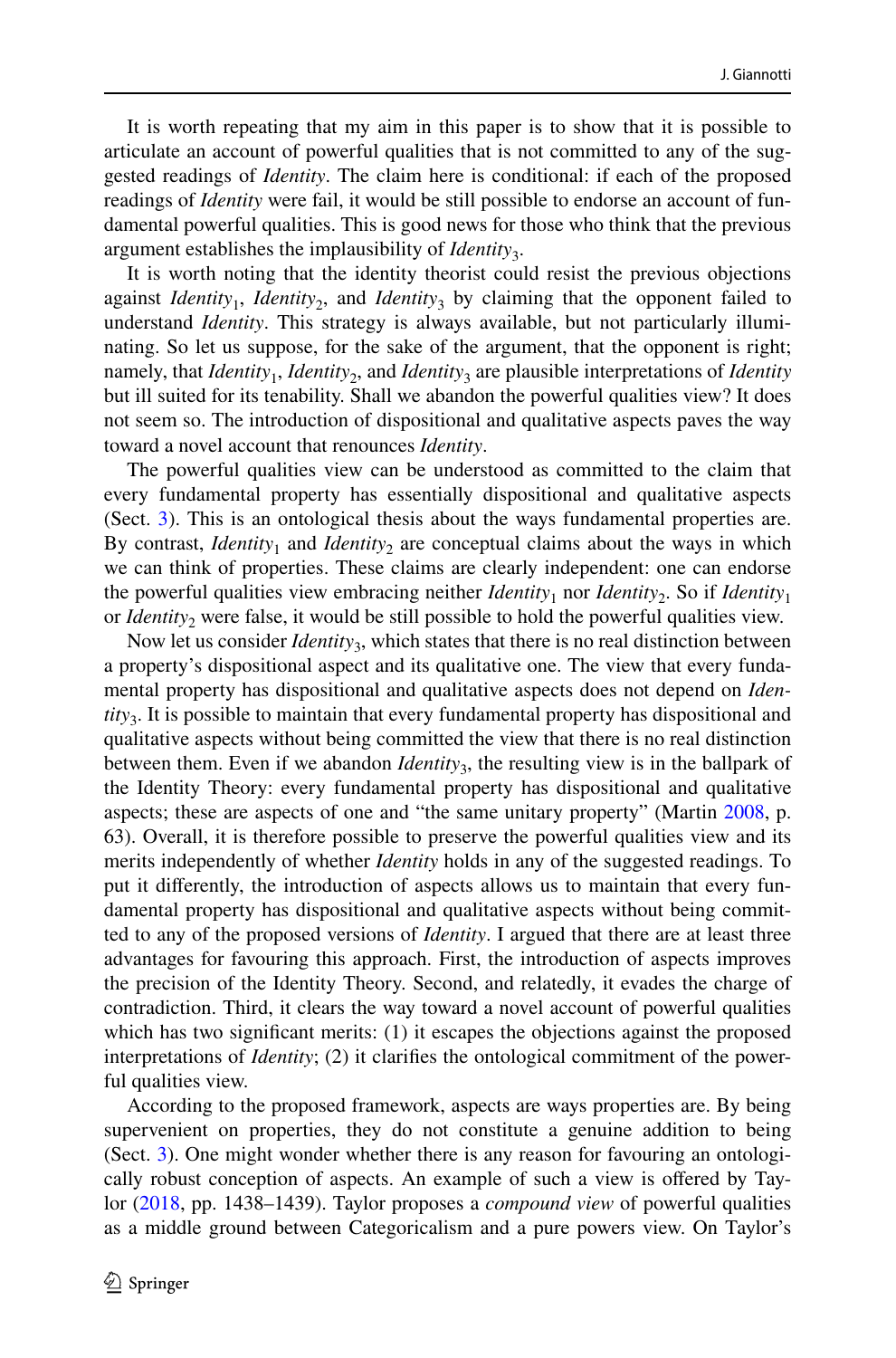It is worth repeating that my aim in this paper is to show that it is possible to articulate an account of powerful qualities that is not committed to any of the suggested readings of *Identity*. The claim here is conditional: if each of the proposed readings of *Identity* were fail, it would be still possible to endorse an account of fundamental powerful qualities. This is good news for those who think that the previous argument establishes the implausibility of *Identity*$_3$.

It is worth noting that the identity theorist could resist the previous objections against *Identity*$_1$, *Identity*$_2$, and *Identity*$_3$ by claiming that the opponent failed to understand *Identity*. This strategy is always available, but not particularly illuminating. So let us suppose, for the sake of the argument, that the opponent is right; namely, that *Identity*$_1$, *Identity*$_2$, and *Identity*$_3$ are plausible interpretations of *Identity* but ill suited for its tenability. Shall we abandon the powerful qualities view? It does not seem so. The introduction of dispositional and qualitative aspects paves the way toward a novel account that renounces *Identity*.

The powerful qualities view can be understood as committed to the claim that every fundamental property has essentially dispositional and qualitative aspects (Sect. 3). This is an ontological thesis about the ways fundamental properties are. By contrast, *Identity*$_1$ and *Identity*$_2$ are conceptual claims about the ways in which we can think of properties. These claims are clearly independent: one can endorse the powerful qualities view embracing neither *Identity*$_1$ nor *Identity*$_2$. So if *Identity*$_1$ or *Identity*$_2$ were false, it would be still possible to hold the powerful qualities view.

Now let us consider *Identity*$_3$, which states that there is no real distinction between a property's dispositional aspect and its qualitative one. The view that every fundamental property has dispositional and qualitative aspects does not depend on *Identity*$_3$. It is possible to maintain that every fundamental property has dispositional and qualitative aspects without being committed the view that there is no real distinction between them. Even if we abandon *Identity*$_3$, the resulting view is in the ballpark of the Identity Theory: every fundamental property has dispositional and qualitative aspects; these are aspects of one and "the same unitary property" (Martin 2008, p. 63). Overall, it is therefore possible to preserve the powerful qualities view and its merits independently of whether *Identity* holds in any of the suggested readings. To put it differently, the introduction of aspects allows us to maintain that every fundamental property has dispositional and qualitative aspects without being committed to any of the proposed versions of *Identity*. I argued that there are at least three advantages for favouring this approach. First, the introduction of aspects improves the precision of the Identity Theory. Second, and relatedly, it evades the charge of contradiction. Third, it clears the way toward a novel account of powerful qualities which has two significant merits: (1) it escapes the objections against the proposed interpretations of *Identity*; (2) it clarifies the ontological commitment of the powerful qualities view.

According to the proposed framework, aspects are ways properties are. By being supervenient on properties, they do not constitute a genuine addition to being (Sect. 3). One might wonder whether there is any reason for favouring an ontologically robust conception of aspects. An example of such a view is offered by Taylor (2018, pp. 1438–1439). Taylor proposes a *compound view* of powerful qualities as a middle ground between Categoricalism and a pure powers view. On Taylor's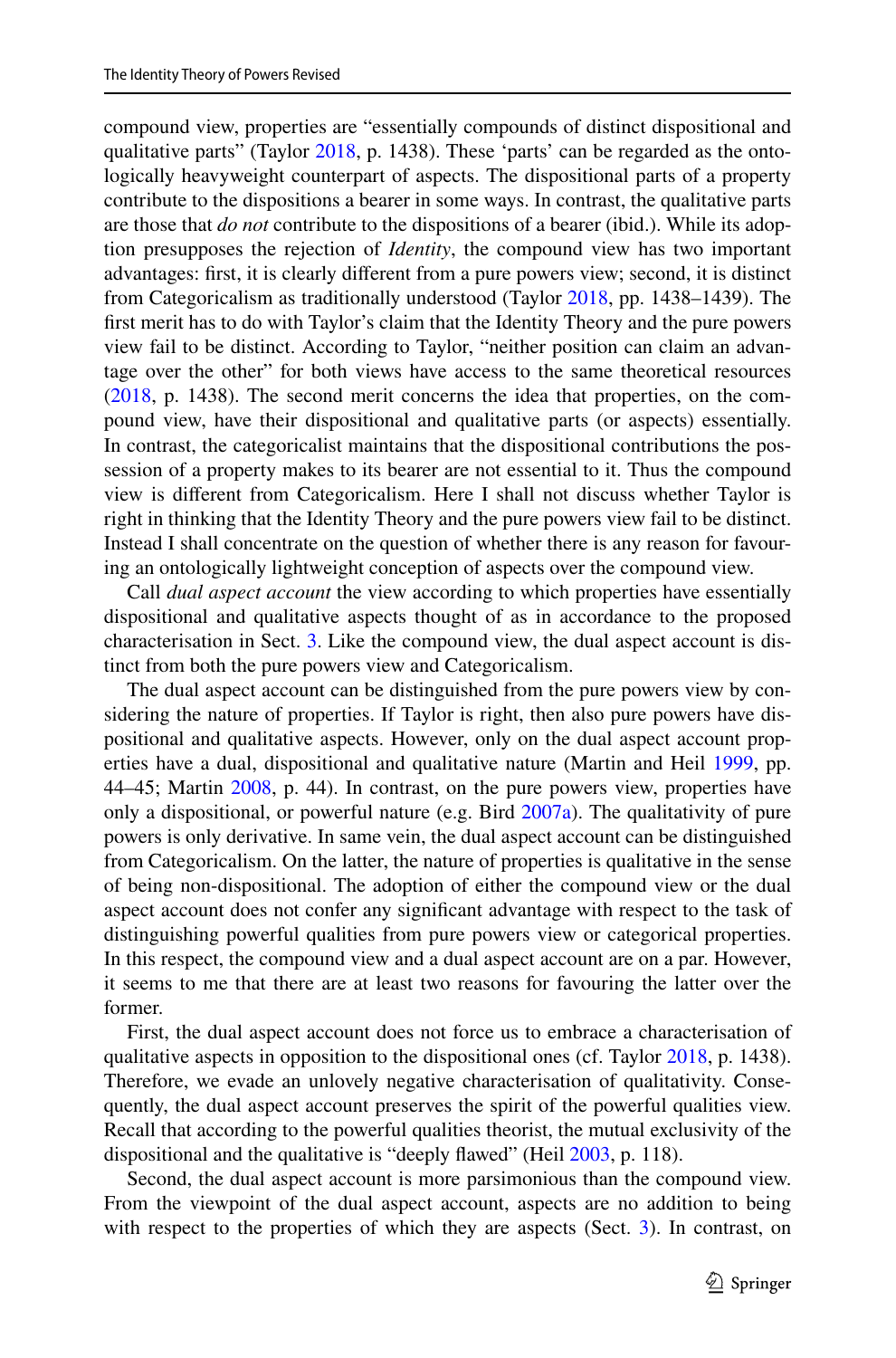compound view, properties are "essentially compounds of distinct dispositional and qualitative parts" (Taylor 2018, p. 1438). These 'parts' can be regarded as the ontologically heavyweight counterpart of aspects. The dispositional parts of a property contribute to the dispositions a bearer in some ways. In contrast, the qualitative parts are those that *do not* contribute to the dispositions of a bearer (ibid.). While its adoption presupposes the rejection of *Identity*, the compound view has two important advantages: first, it is clearly different from a pure powers view; second, it is distinct from Categoricalism as traditionally understood (Taylor 2018, pp. 1438–1439). The first merit has to do with Taylor's claim that the Identity Theory and the pure powers view fail to be distinct. According to Taylor, "neither position can claim an advantage over the other" for both views have access to the same theoretical resources (2018, p. 1438). The second merit concerns the idea that properties, on the compound view, have their dispositional and qualitative parts (or aspects) essentially. In contrast, the categoricalist maintains that the dispositional contributions the possession of a property makes to its bearer are not essential to it. Thus the compound view is different from Categoricalism. Here I shall not discuss whether Taylor is right in thinking that the Identity Theory and the pure powers view fail to be distinct. Instead I shall concentrate on the question of whether there is any reason for favouring an ontologically lightweight conception of aspects over the compound view.

Call *dual aspect account* the view according to which properties have essentially dispositional and qualitative aspects thought of as in accordance to the proposed characterisation in Sect. 3. Like the compound view, the dual aspect account is distinct from both the pure powers view and Categoricalism.

The dual aspect account can be distinguished from the pure powers view by considering the nature of properties. If Taylor is right, then also pure powers have dispositional and qualitative aspects. However, only on the dual aspect account properties have a dual, dispositional and qualitative nature (Martin and Heil 1999, pp. 44–45; Martin 2008, p. 44). In contrast, on the pure powers view, properties have only a dispositional, or powerful nature (e.g. Bird 2007a). The qualitativity of pure powers is only derivative. In same vein, the dual aspect account can be distinguished from Categoricalism. On the latter, the nature of properties is qualitative in the sense of being non-dispositional. The adoption of either the compound view or the dual aspect account does not confer any significant advantage with respect to the task of distinguishing powerful qualities from pure powers view or categorical properties. In this respect, the compound view and a dual aspect account are on a par. However, it seems to me that there are at least two reasons for favouring the latter over the former.

First, the dual aspect account does not force us to embrace a characterisation of qualitative aspects in opposition to the dispositional ones (cf. Taylor 2018, p. 1438). Therefore, we evade an unlovely negative characterisation of qualitativity. Consequently, the dual aspect account preserves the spirit of the powerful qualities view. Recall that according to the powerful qualities theorist, the mutual exclusivity of the dispositional and the qualitative is "deeply flawed" (Heil 2003, p. 118).

Second, the dual aspect account is more parsimonious than the compound view. From the viewpoint of the dual aspect account, aspects are no addition to being with respect to the properties of which they are aspects (Sect. 3). In contrast, on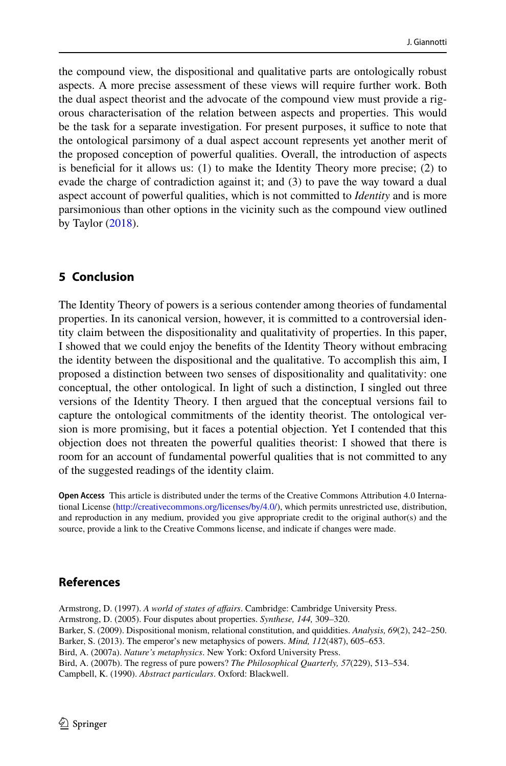the compound view, the dispositional and qualitative parts are ontologically robust aspects. A more precise assessment of these views will require further work. Both the dual aspect theorist and the advocate of the compound view must provide a rigorous characterisation of the relation between aspects and properties. This would be the task for a separate investigation. For present purposes, it suffice to note that the ontological parsimony of a dual aspect account represents yet another merit of the proposed conception of powerful qualities. Overall, the introduction of aspects is beneficial for it allows us: (1) to make the Identity Theory more precise; (2) to evade the charge of contradiction against it; and (3) to pave the way toward a dual aspect account of powerful qualities, which is not committed to *Identity* and is more parsimonious than other options in the vicinity such as the compound view outlined by Taylor (2018).

## 5 Conclusion

The Identity Theory of powers is a serious contender among theories of fundamental properties. In its canonical version, however, it is committed to a controversial identity claim between the dispositionality and qualitativity of properties. In this paper, I showed that we could enjoy the benefits of the Identity Theory without embracing the identity between the dispositional and the qualitative. To accomplish this aim, I proposed a distinction between two senses of dispositionality and qualitativity: one conceptual, the other ontological. In light of such a distinction, I singled out three versions of the Identity Theory. I then argued that the conceptual versions fail to capture the ontological commitments of the identity theorist. The ontological version is more promising, but it faces a potential objection. Yet I contended that this objection does not threaten the powerful qualities theorist: I showed that there is room for an account of fundamental powerful qualities that is not committed to any of the suggested readings of the identity claim.

**Open Access** This article is distributed under the terms of the Creative Commons Attribution 4.0 International License (http://creativecommons.org/licenses/by/4.0/), which permits unrestricted use, distribution, and reproduction in any medium, provided you give appropriate credit to the original author(s) and the source, provide a link to the Creative Commons license, and indicate if changes were made.

## References

Armstrong, D. (1997). *A world of states of affairs*. Cambridge: Cambridge University Press.

Armstrong, D. (2005). Four disputes about properties. *Synthese, 144,* 309–320.

Barker, S. (2009). Dispositional monism, relational constitution, and quiddities. *Analysis, 69*(2), 242–250.

Barker, S. (2013). The emperor's new metaphysics of powers. *Mind, 112*(487), 605–653.

Bird, A. (2007a). *Nature's metaphysics*. New York: Oxford University Press.

Bird, A. (2007b). The regress of pure powers? *The Philosophical Quarterly, 57*(229), 513–534.

Campbell, K. (1990). *Abstract particulars*. Oxford: Blackwell.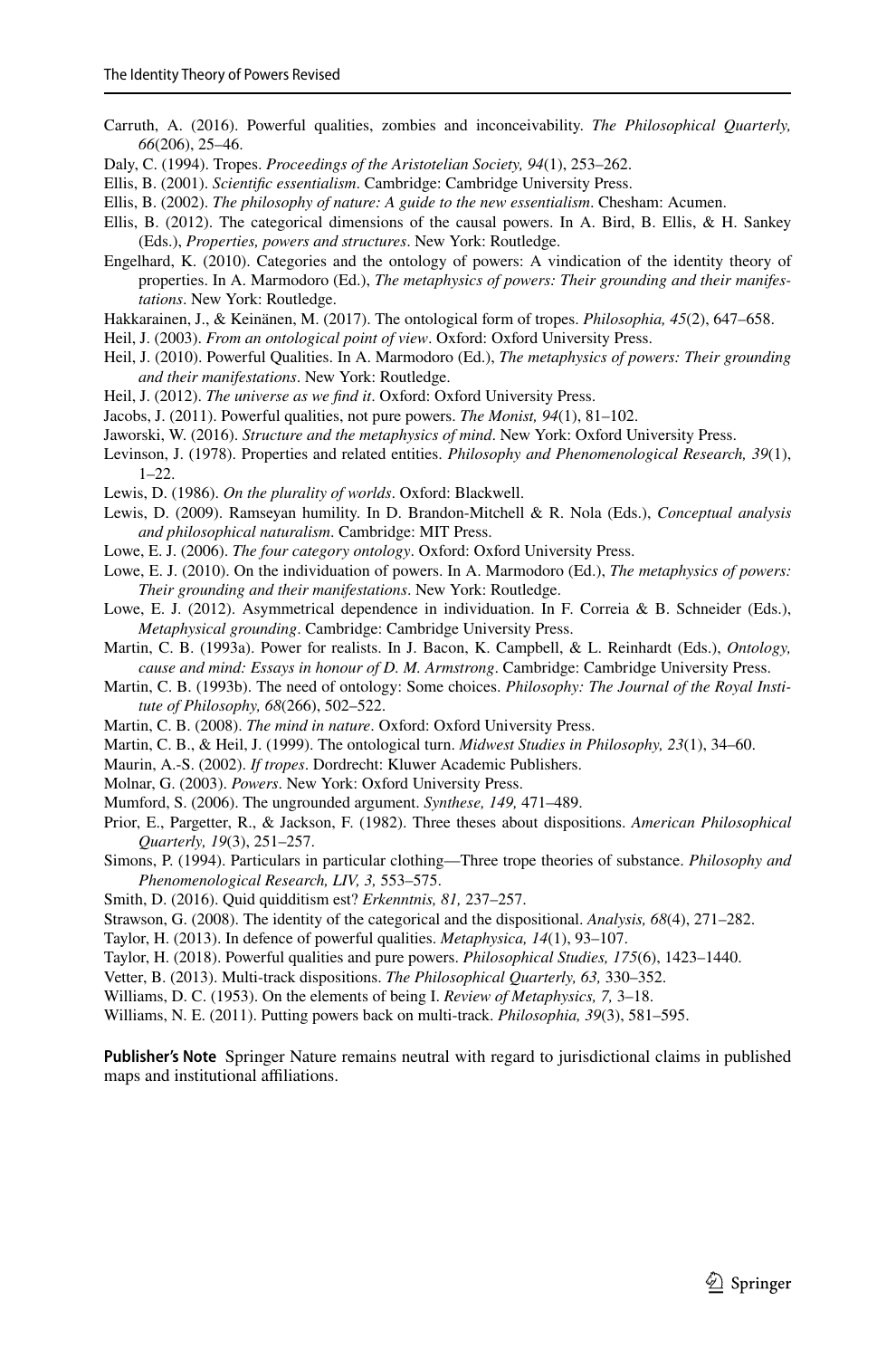Carruth, A. (2016). Powerful qualities, zombies and inconceivability. *The Philosophical Quarterly, 66*(206), 25–46.

Daly, C. (1994). Tropes. *Proceedings of the Aristotelian Society, 94*(1), 253–262.

Ellis, B. (2001). *Scientific essentialism*. Cambridge: Cambridge University Press.

Ellis, B. (2002). *The philosophy of nature: A guide to the new essentialism*. Chesham: Acumen.

Ellis, B. (2012). The categorical dimensions of the causal powers. In A. Bird, B. Ellis, & H. Sankey (Eds.), *Properties, powers and structures*. New York: Routledge.

Engelhard, K. (2010). Categories and the ontology of powers: A vindication of the identity theory of properties. In A. Marmodoro (Ed.), *The metaphysics of powers: Their grounding and their manifestations*. New York: Routledge.

Hakkarainen, J., & Keinänen, M. (2017). The ontological form of tropes. *Philosophia, 45*(2), 647–658.

Heil, J. (2003). *From an ontological point of view*. Oxford: Oxford University Press.

Heil, J. (2010). Powerful Qualities. In A. Marmodoro (Ed.), *The metaphysics of powers: Their grounding and their manifestations*. New York: Routledge.

Heil, J. (2012). *The universe as we find it*. Oxford: Oxford University Press.

Jacobs, J. (2011). Powerful qualities, not pure powers. *The Monist, 94*(1), 81–102.

Jaworski, W. (2016). *Structure and the metaphysics of mind*. New York: Oxford University Press.

Levinson, J. (1978). Properties and related entities. *Philosophy and Phenomenological Research, 39*(1), 1–22.

Lewis, D. (1986). *On the plurality of worlds*. Oxford: Blackwell.

Lewis, D. (2009). Ramseyan humility. In D. Brandon-Mitchell & R. Nola (Eds.), *Conceptual analysis and philosophical naturalism*. Cambridge: MIT Press.

Lowe, E. J. (2006). *The four category ontology*. Oxford: Oxford University Press.

Lowe, E. J. (2010). On the individuation of powers. In A. Marmodoro (Ed.), *The metaphysics of powers: Their grounding and their manifestations*. New York: Routledge.

Lowe, E. J. (2012). Asymmetrical dependence in individuation. In F. Correia & B. Schneider (Eds.), *Metaphysical grounding*. Cambridge: Cambridge University Press.

Martin, C. B. (1993a). Power for realists. In J. Bacon, K. Campbell, & L. Reinhardt (Eds.), *Ontology, cause and mind: Essays in honour of D. M. Armstrong*. Cambridge: Cambridge University Press.

Martin, C. B. (1993b). The need of ontology: Some choices. *Philosophy: The Journal of the Royal Institute of Philosophy, 68*(266), 502–522.

Martin, C. B. (2008). *The mind in nature*. Oxford: Oxford University Press.

Martin, C. B., & Heil, J. (1999). The ontological turn. *Midwest Studies in Philosophy, 23*(1), 34–60.

Maurin, A.-S. (2002). *If tropes*. Dordrecht: Kluwer Academic Publishers.

Molnar, G. (2003). *Powers*. New York: Oxford University Press.

Mumford, S. (2006). The ungrounded argument. *Synthese, 149,* 471–489.

Prior, E., Pargetter, R., & Jackson, F. (1982). Three theses about dispositions. *American Philosophical Quarterly, 19*(3), 251–257.

Simons, P. (1994). Particulars in particular clothing—Three trope theories of substance. *Philosophy and Phenomenological Research, LIV, 3,* 553–575.

Smith, D. (2016). Quid quidditism est? *Erkenntnis, 81,* 237–257.

Strawson, G. (2008). The identity of the categorical and the dispositional. *Analysis, 68*(4), 271–282.

Taylor, H. (2013). In defence of powerful qualities. *Metaphysica, 14*(1), 93–107.

Taylor, H. (2018). Powerful qualities and pure powers. *Philosophical Studies, 175*(6), 1423–1440.

Vetter, B. (2013). Multi-track dispositions. *The Philosophical Quarterly, 63,* 330–352.

Williams, D. C. (1953). On the elements of being I. *Review of Metaphysics, 7,* 3–18.

Williams, N. E. (2011). Putting powers back on multi-track. *Philosophia, 39*(3), 581–595.

**Publisher's Note** Springer Nature remains neutral with regard to jurisdictional claims in published maps and institutional affiliations.